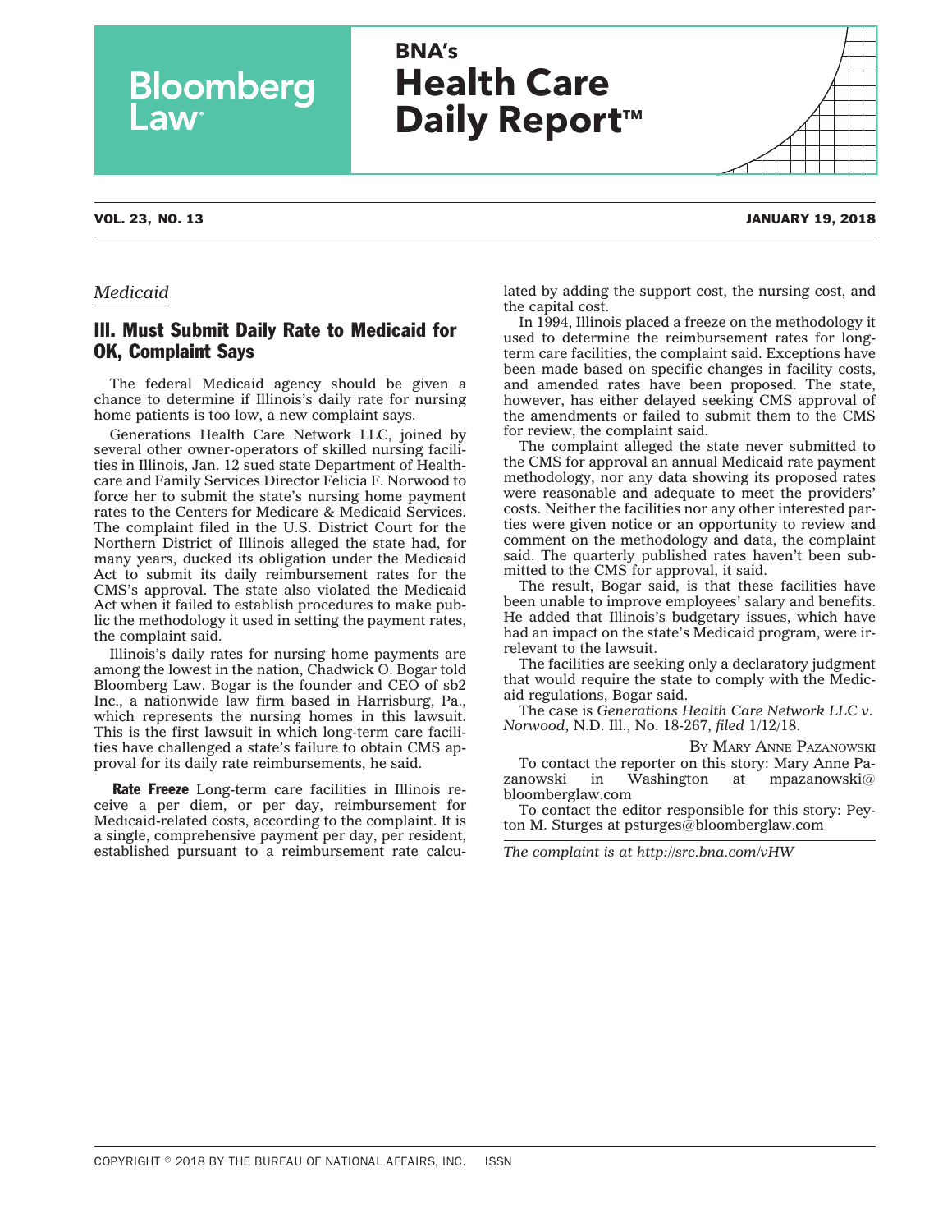# BNA's Health Care Daily Report™

**VOL. 23, NO. 13** **JANUARY 19, 2018**

*Medicaid*

## Ill. Must Submit Daily Rate to Medicaid for OK, Complaint Says

The federal Medicaid agency should be given a chance to determine if Illinois's daily rate for nursing home patients is too low, a new complaint says.

Generations Health Care Network LLC, joined by several other owner-operators of skilled nursing facilities in Illinois, Jan. 12 sued state Department of Healthcare and Family Services Director Felicia F. Norwood to force her to submit the state's nursing home payment rates to the Centers for Medicare & Medicaid Services. The complaint filed in the U.S. District Court for the Northern District of Illinois alleged the state had, for many years, ducked its obligation under the Medicaid Act to submit its daily reimbursement rates for the CMS's approval. The state also violated the Medicaid Act when it failed to establish procedures to make public the methodology it used in setting the payment rates, the complaint said.

Illinois's daily rates for nursing home payments are among the lowest in the nation, Chadwick O. Bogar told Bloomberg Law. Bogar is the founder and CEO of sb2 Inc., a nationwide law firm based in Harrisburg, Pa., which represents the nursing homes in this lawsuit. This is the first lawsuit in which long-term care facilities have challenged a state's failure to obtain CMS approval for its daily rate reimbursements, he said.

**Rate Freeze** Long-term care facilities in Illinois receive a per diem, or per day, reimbursement for Medicaid-related costs, according to the complaint. It is a single, comprehensive payment per day, per resident, established pursuant to a reimbursement rate calculated by adding the support cost, the nursing cost, and the capital cost.

In 1994, Illinois placed a freeze on the methodology it used to determine the reimbursement rates for long-term care facilities, the complaint said. Exceptions have been made based on specific changes in facility costs, and amended rates have been proposed. The state, however, has either delayed seeking CMS approval of the amendments or failed to submit them to the CMS for review, the complaint said.

The complaint alleged the state never submitted to the CMS for approval an annual Medicaid rate payment methodology, nor any data showing its proposed rates were reasonable and adequate to meet the providers' costs. Neither the facilities nor any other interested parties were given notice or an opportunity to review and comment on the methodology and data, the complaint said. The quarterly published rates haven't been submitted to the CMS for approval, it said.

The result, Bogar said, is that these facilities have been unable to improve employees' salary and benefits. He added that Illinois's budgetary issues, which have had an impact on the state's Medicaid program, were irrelevant to the lawsuit.

The facilities are seeking only a declaratory judgment that would require the state to comply with the Medicaid regulations, Bogar said.

The case is *Generations Health Care Network LLC v. Norwood*, N.D. Ill., No. 18-267, *filed* 1/12/18.

By Mary Anne Pazanowski

To contact the reporter on this story: Mary Anne Pazanowski in Washington at mpazanowski@bloomberglaw.com

To contact the editor responsible for this story: Peyton M. Sturges at psturges@bloomberglaw.com

*The complaint is at http://src.bna.com/vHW*

COPYRIGHT © 2018 BY THE BUREAU OF NATIONAL AFFAIRS, INC. ISSN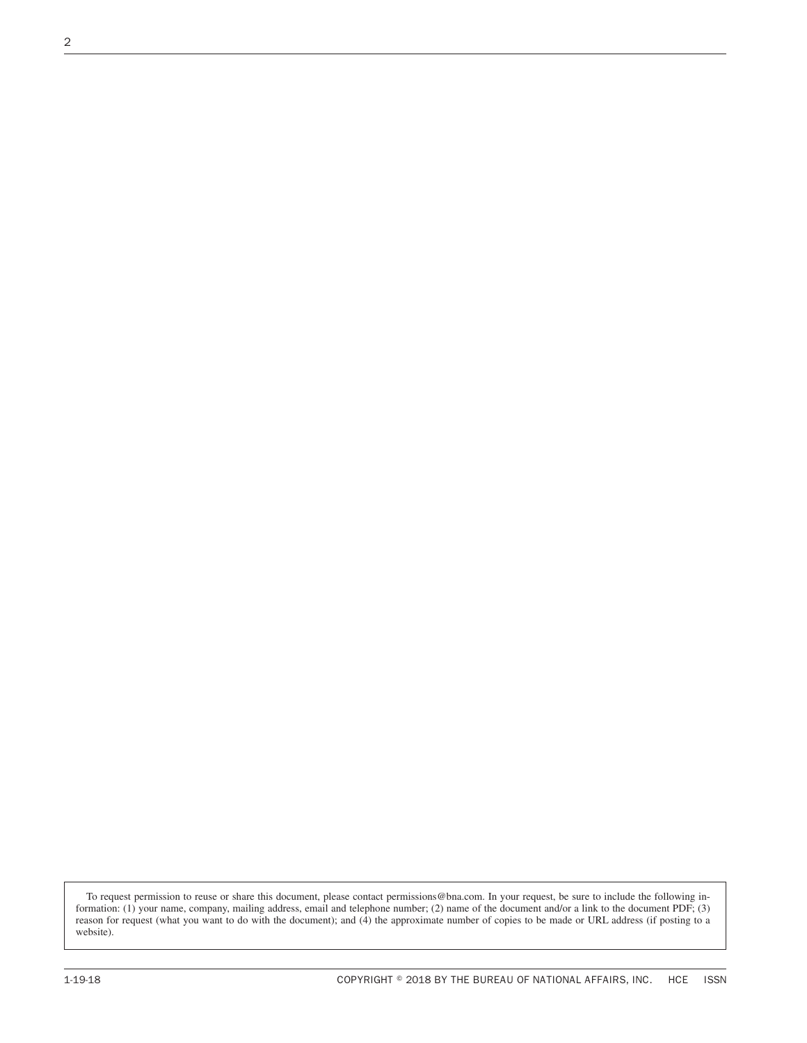To request permission to reuse or share this document, please contact permissions@bna.com. In your request, be sure to include the following information: (1) your name, company, mailing address, email and telephone number; (2) name of the document and/or a link to the document PDF; (3) reason for request (what you want to do with the document); and (4) the approximate number of copies to be made or URL address (if posting to a website).